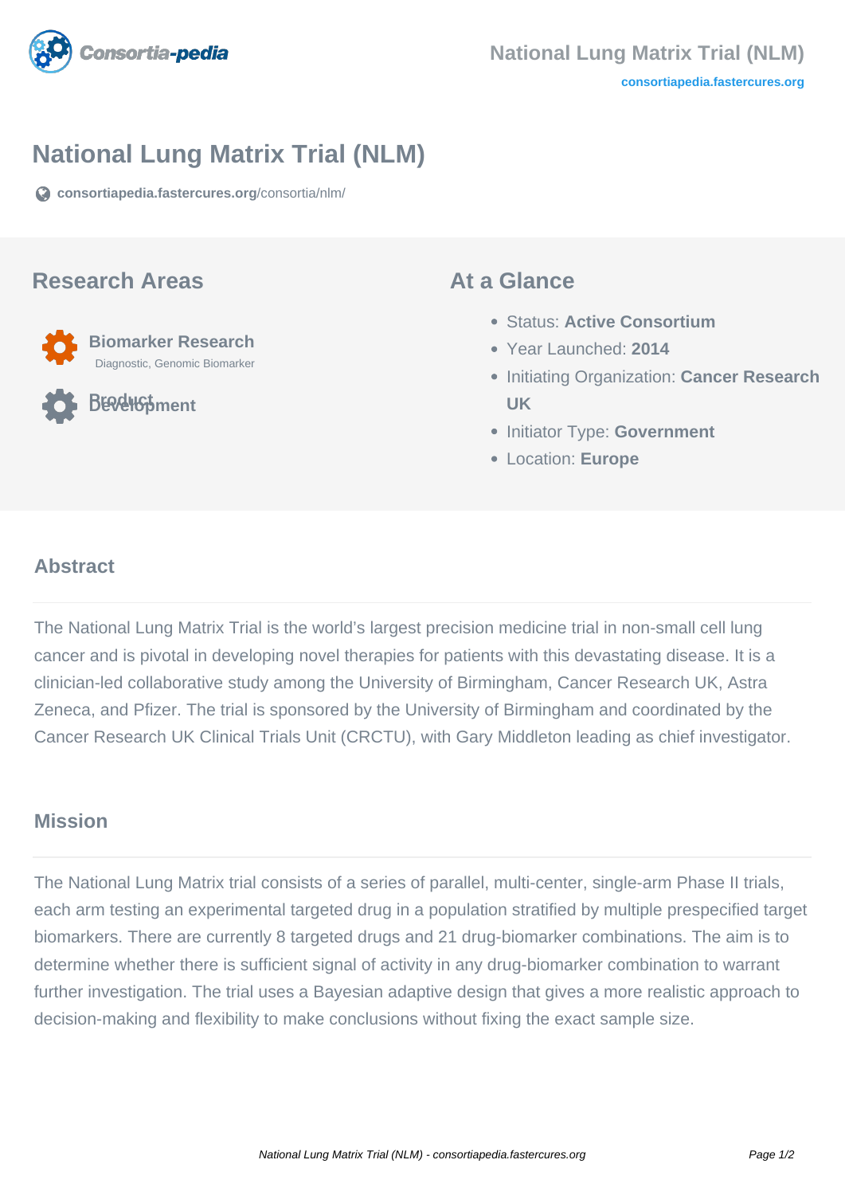# National Lung Matrix Trial (NLM)

consortiapedia.fastercures.org/consortia/nlm/

## Research Areas

**Biomarker Research**
Diagnostic, Genomic Biomarker

**Product Development**

## At a Glance

- Status: **Active Consortium**
- Year Launched: **2014**
- Initiating Organization: **Cancer Research UK**
- Initiator Type: **Government**
- Location: **Europe**

## Abstract

The National Lung Matrix Trial is the world's largest precision medicine trial in non-small cell lung cancer and is pivotal in developing novel therapies for patients with this devastating disease. It is a clinician-led collaborative study among the University of Birmingham, Cancer Research UK, Astra Zeneca, and Pfizer. The trial is sponsored by the University of Birmingham and coordinated by the Cancer Research UK Clinical Trials Unit (CRCTU), with Gary Middleton leading as chief investigator.

## Mission

The National Lung Matrix trial consists of a series of parallel, multi-center, single-arm Phase II trials, each arm testing an experimental targeted drug in a population stratified by multiple prespecified target biomarkers. There are currently 8 targeted drugs and 21 drug-biomarker combinations. The aim is to determine whether there is sufficient signal of activity in any drug-biomarker combination to warrant further investigation. The trial uses a Bayesian adaptive design that gives a more realistic approach to decision-making and flexibility to make conclusions without fixing the exact sample size.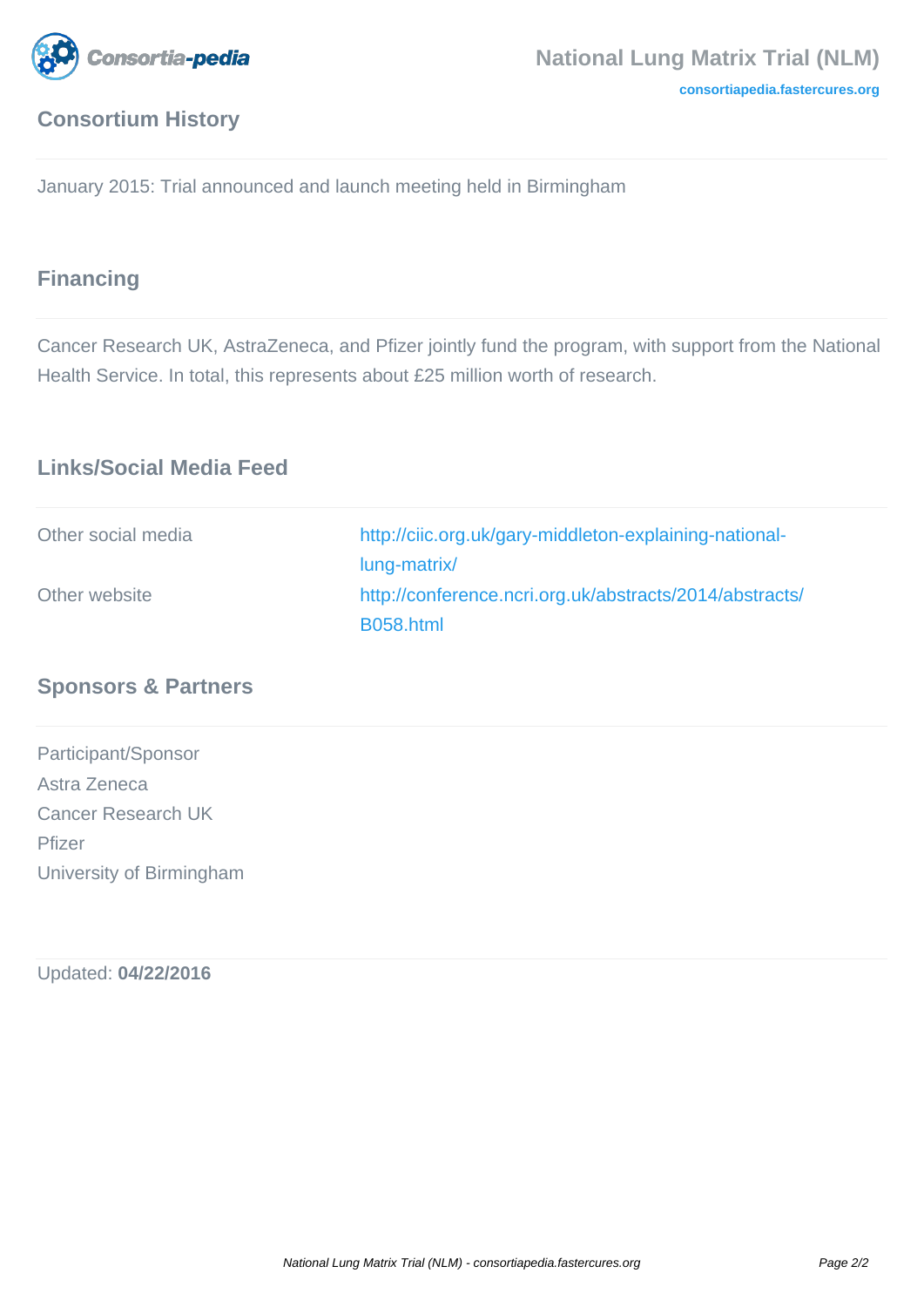## Consortium History

January 2015: Trial announced and launch meeting held in Birmingham

## Financing

Cancer Research UK, AstraZeneca, and Pfizer jointly fund the program, with support from the National Health Service. In total, this represents about £25 million worth of research.

## Links/Social Media Feed

| | |
|---|---|
| Other social media | http://ciic.org.uk/gary-middleton-explaining-national-lung-matrix/ |
| Other website | http://conference.ncri.org.uk/abstracts/2014/abstracts/B058.html |

## Sponsors & Partners

Participant/Sponsor
Astra Zeneca
Cancer Research UK
Pfizer
University of Birmingham

Updated: **04/22/2016**